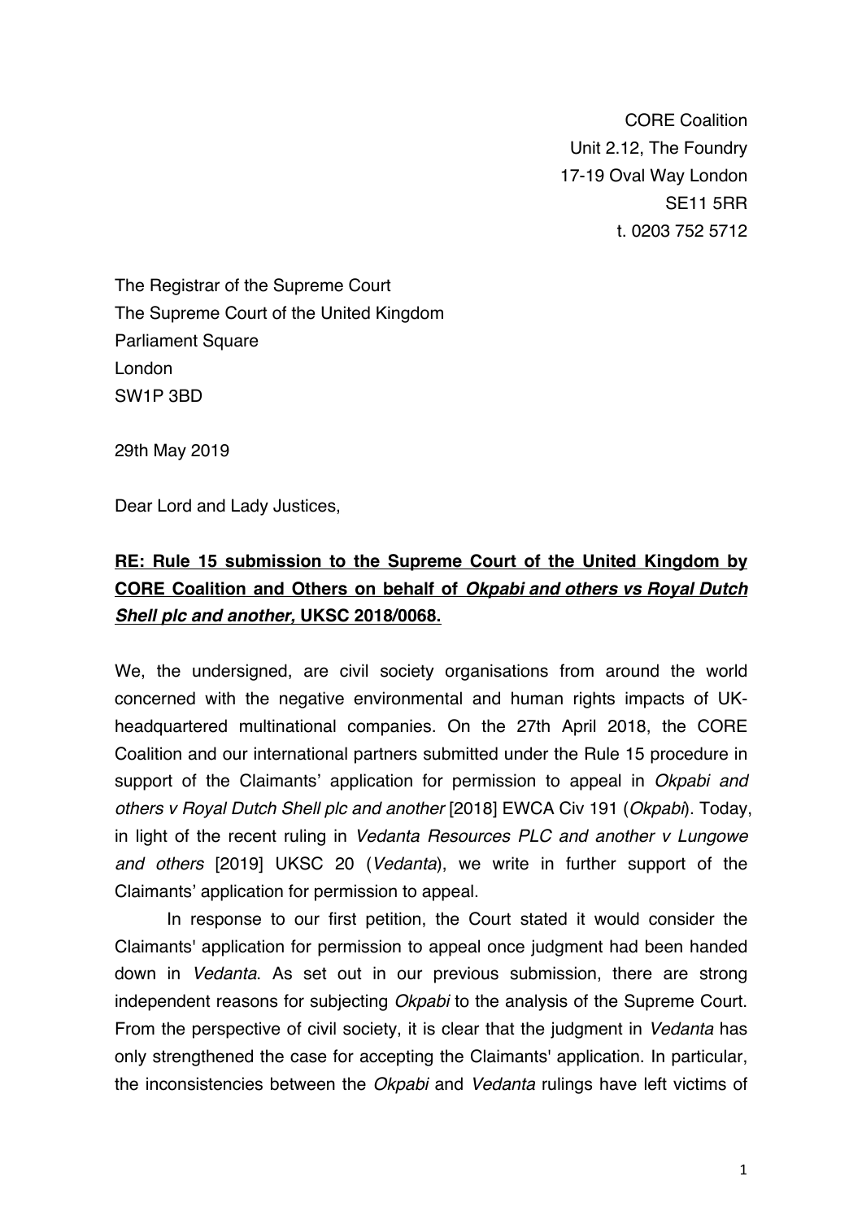CORE Coalition
Unit 2.12, The Foundry
17-19 Oval Way London
SE11 5RR
t. 0203 752 5712

The Registrar of the Supreme Court
The Supreme Court of the United Kingdom
Parliament Square
London
SW1P 3BD

29th May 2019

Dear Lord and Lady Justices,

**RE: Rule 15 submission to the Supreme Court of the United Kingdom by CORE Coalition and Others on behalf of *Okpabi and others vs Royal Dutch Shell plc and another,* UKSC 2018/0068.**

We, the undersigned, are civil society organisations from around the world concerned with the negative environmental and human rights impacts of UK-headquartered multinational companies. On the 27th April 2018, the CORE Coalition and our international partners submitted under the Rule 15 procedure in support of the Claimants' application for permission to appeal in *Okpabi and others v Royal Dutch Shell plc and another* [2018] EWCA Civ 191 (*Okpabi*). Today, in light of the recent ruling in *Vedanta Resources PLC and another v Lungowe and others* [2019] UKSC 20 (*Vedanta*), we write in further support of the Claimants' application for permission to appeal.

In response to our first petition, the Court stated it would consider the Claimants' application for permission to appeal once judgment had been handed down in *Vedanta*. As set out in our previous submission, there are strong independent reasons for subjecting *Okpabi* to the analysis of the Supreme Court. From the perspective of civil society, it is clear that the judgment in *Vedanta* has only strengthened the case for accepting the Claimants' application. In particular, the inconsistencies between the *Okpabi* and *Vedanta* rulings have left victims of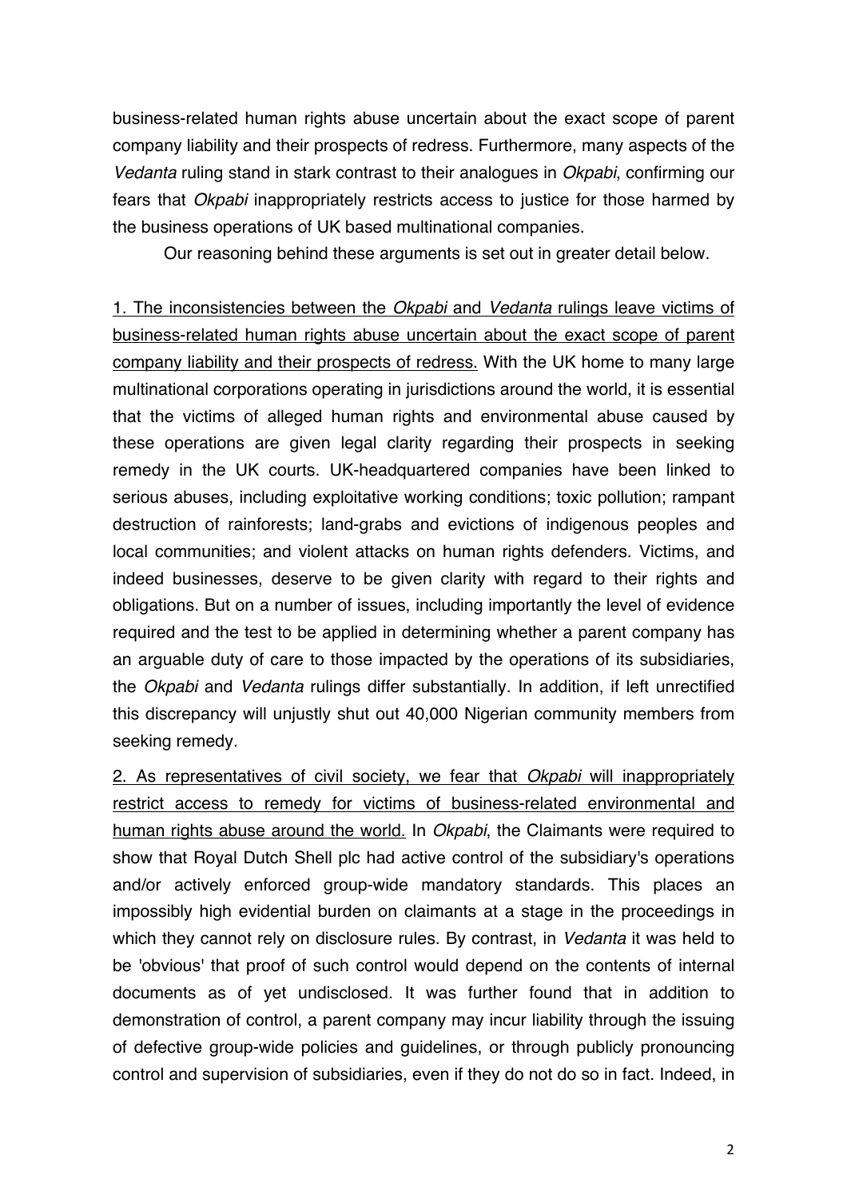business-related human rights abuse uncertain about the exact scope of parent company liability and their prospects of redress. Furthermore, many aspects of the *Vedanta* ruling stand in stark contrast to their analogues in *Okpabi*, confirming our fears that *Okpabi* inappropriately restricts access to justice for those harmed by the business operations of UK based multinational companies.

Our reasoning behind these arguments is set out in greater detail below.

<u>1. The inconsistencies between the *Okpabi* and *Vedanta* rulings leave victims of business-related human rights abuse uncertain about the exact scope of parent company liability and their prospects of redress.</u> With the UK home to many large multinational corporations operating in jurisdictions around the world, it is essential that the victims of alleged human rights and environmental abuse caused by these operations are given legal clarity regarding their prospects in seeking remedy in the UK courts. UK-headquartered companies have been linked to serious abuses, including exploitative working conditions; toxic pollution; rampant destruction of rainforests; land-grabs and evictions of indigenous peoples and local communities; and violent attacks on human rights defenders. Victims, and indeed businesses, deserve to be given clarity with regard to their rights and obligations. But on a number of issues, including importantly the level of evidence required and the test to be applied in determining whether a parent company has an arguable duty of care to those impacted by the operations of its subsidiaries, the *Okpabi* and *Vedanta* rulings differ substantially. In addition, if left unrectified this discrepancy will unjustly shut out 40,000 Nigerian community members from seeking remedy.

<u>2. As representatives of civil society, we fear that *Okpabi* will inappropriately restrict access to remedy for victims of business-related environmental and human rights abuse around the world.</u> In *Okpabi*, the Claimants were required to show that Royal Dutch Shell plc had active control of the subsidiary's operations and/or actively enforced group-wide mandatory standards. This places an impossibly high evidential burden on claimants at a stage in the proceedings in which they cannot rely on disclosure rules. By contrast, in *Vedanta* it was held to be 'obvious' that proof of such control would depend on the contents of internal documents as of yet undisclosed. It was further found that in addition to demonstration of control, a parent company may incur liability through the issuing of defective group-wide policies and guidelines, or through publicly pronouncing control and supervision of subsidiaries, even if they do not do so in fact. Indeed, in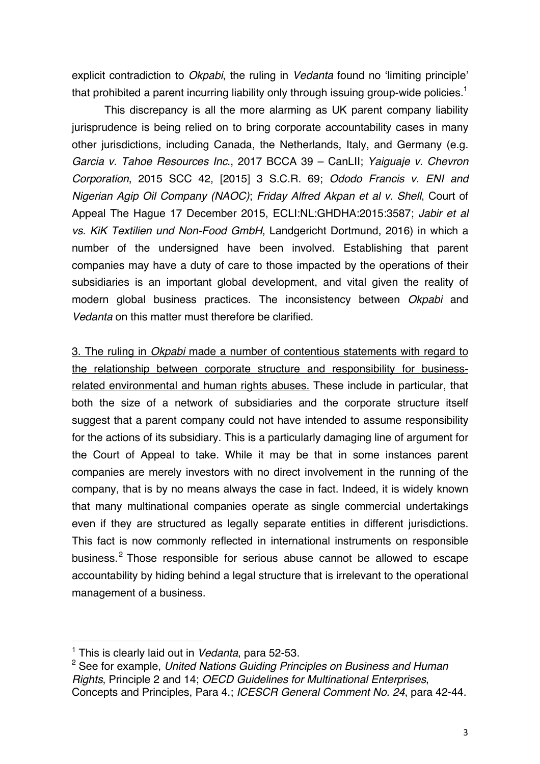explicit contradiction to *Okpabi*, the ruling in *Vedanta* found no 'limiting principle' that prohibited a parent incurring liability only through issuing group-wide policies.[1]

This discrepancy is all the more alarming as UK parent company liability jurisprudence is being relied on to bring corporate accountability cases in many other jurisdictions, including Canada, the Netherlands, Italy, and Germany (e.g. *Garcia v. Tahoe Resources Inc.*, 2017 BCCA 39 – CanLII; *Yaiguaje v. Chevron Corporation*, 2015 SCC 42, [2015] 3 S.C.R. 69; *Ododo Francis v. ENI and Nigerian Agip Oil Company (NAOC)*; *Friday Alfred Akpan et al v. Shell*, Court of Appeal The Hague 17 December 2015, ECLI:NL:GHDHA:2015:3587; *Jabir et al vs. KiK Textilien und Non-Food GmbH*, Landgericht Dortmund, 2016) in which a number of the undersigned have been involved. Establishing that parent companies may have a duty of care to those impacted by the operations of their subsidiaries is an important global development, and vital given the reality of modern global business practices. The inconsistency between *Okpabi* and *Vedanta* on this matter must therefore be clarified.

<u>3. The ruling in *Okpabi* made a number of contentious statements with regard to the relationship between corporate structure and responsibility for business-related environmental and human rights abuses.</u> These include in particular, that both the size of a network of subsidiaries and the corporate structure itself suggest that a parent company could not have intended to assume responsibility for the actions of its subsidiary. This is a particularly damaging line of argument for the Court of Appeal to take. While it may be that in some instances parent companies are merely investors with no direct involvement in the running of the company, that is by no means always the case in fact. Indeed, it is widely known that many multinational companies operate as single commercial undertakings even if they are structured as legally separate entities in different jurisdictions. This fact is now commonly reflected in international instruments on responsible business.[2] Those responsible for serious abuse cannot be allowed to escape accountability by hiding behind a legal structure that is irrelevant to the operational management of a business.

---

[1] This is clearly laid out in *Vedanta*, para 52-53.

[2] See for example, *United Nations Guiding Principles on Business and Human Rights*, Principle 2 and 14; *OECD Guidelines for Multinational Enterprises*, Concepts and Principles, Para 4.; *ICESCR General Comment No. 24*, para 42-44.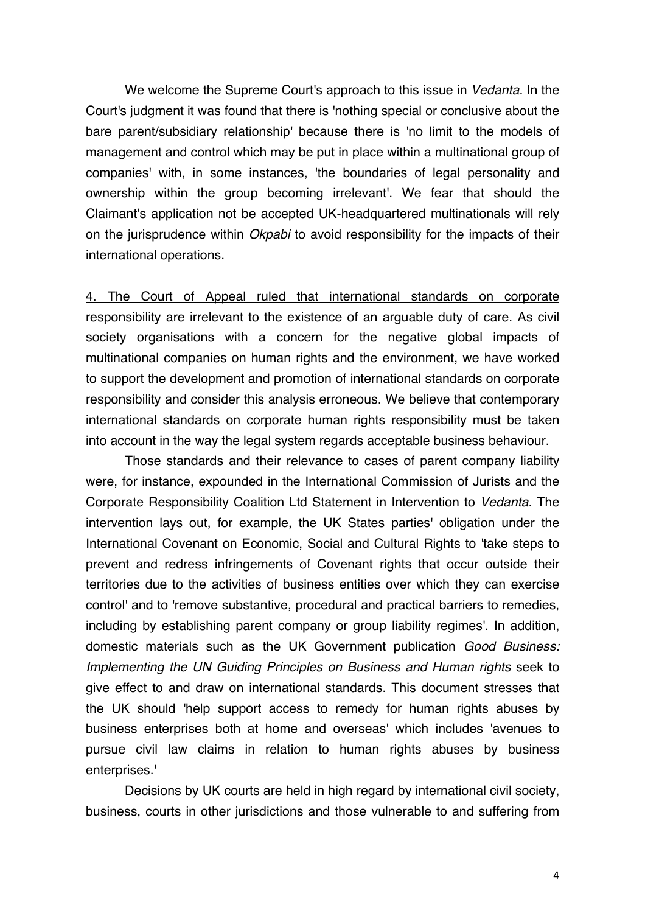We welcome the Supreme Court's approach to this issue in *Vedanta*. In the Court's judgment it was found that there is 'nothing special or conclusive about the bare parent/subsidiary relationship' because there is 'no limit to the models of management and control which may be put in place within a multinational group of companies' with, in some instances, 'the boundaries of legal personality and ownership within the group becoming irrelevant'. We fear that should the Claimant's application not be accepted UK-headquartered multinationals will rely on the jurisprudence within *Okpabi* to avoid responsibility for the impacts of their international operations.

<u>4. The Court of Appeal ruled that international standards on corporate responsibility are irrelevant to the existence of an arguable duty of care.</u> As civil society organisations with a concern for the negative global impacts of multinational companies on human rights and the environment, we have worked to support the development and promotion of international standards on corporate responsibility and consider this analysis erroneous. We believe that contemporary international standards on corporate human rights responsibility must be taken into account in the way the legal system regards acceptable business behaviour.

Those standards and their relevance to cases of parent company liability were, for instance, expounded in the International Commission of Jurists and the Corporate Responsibility Coalition Ltd Statement in Intervention to *Vedanta*. The intervention lays out, for example, the UK States parties' obligation under the International Covenant on Economic, Social and Cultural Rights to 'take steps to prevent and redress infringements of Covenant rights that occur outside their territories due to the activities of business entities over which they can exercise control' and to 'remove substantive, procedural and practical barriers to remedies, including by establishing parent company or group liability regimes'. In addition, domestic materials such as the UK Government publication *Good Business: Implementing the UN Guiding Principles on Business and Human rights* seek to give effect to and draw on international standards. This document stresses that the UK should 'help support access to remedy for human rights abuses by business enterprises both at home and overseas' which includes 'avenues to pursue civil law claims in relation to human rights abuses by business enterprises.'

Decisions by UK courts are held in high regard by international civil society, business, courts in other jurisdictions and those vulnerable to and suffering from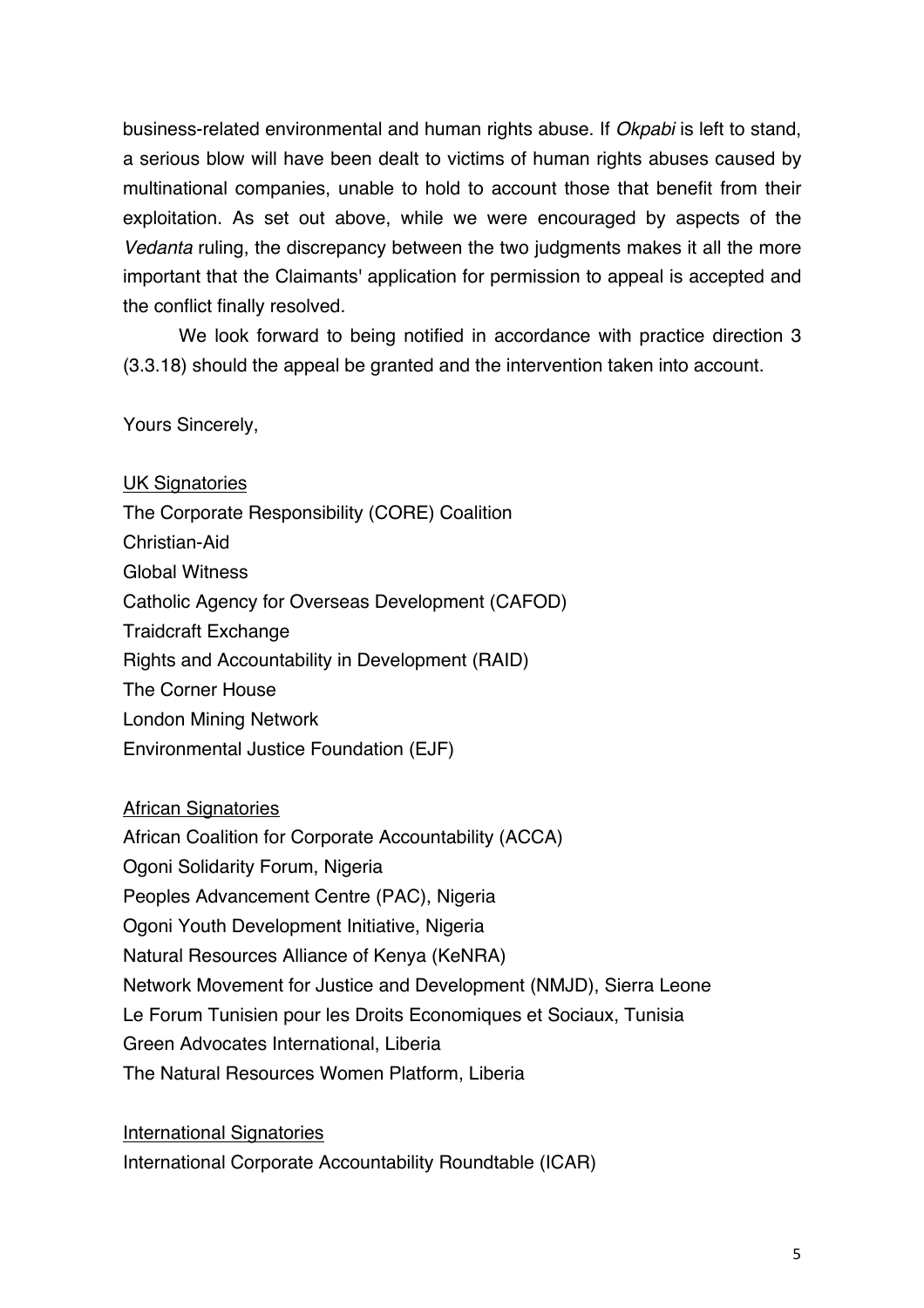business-related environmental and human rights abuse. If *Okpabi* is left to stand, a serious blow will have been dealt to victims of human rights abuses caused by multinational companies, unable to hold to account those that benefit from their exploitation. As set out above, while we were encouraged by aspects of the *Vedanta* ruling, the discrepancy between the two judgments makes it all the more important that the Claimants' application for permission to appeal is accepted and the conflict finally resolved.

We look forward to being notified in accordance with practice direction 3 (3.3.18) should the appeal be granted and the intervention taken into account.

Yours Sincerely,

<u>UK Signatories</u>

The Corporate Responsibility (CORE) Coalition
Christian-Aid
Global Witness
Catholic Agency for Overseas Development (CAFOD)
Traidcraft Exchange
Rights and Accountability in Development (RAID)
The Corner House
London Mining Network
Environmental Justice Foundation (EJF)

<u>African Signatories</u>

African Coalition for Corporate Accountability (ACCA)
Ogoni Solidarity Forum, Nigeria
Peoples Advancement Centre (PAC), Nigeria
Ogoni Youth Development Initiative, Nigeria
Natural Resources Alliance of Kenya (KeNRA)
Network Movement for Justice and Development (NMJD), Sierra Leone
Le Forum Tunisien pour les Droits Economiques et Sociaux, Tunisia
Green Advocates International, Liberia
The Natural Resources Women Platform, Liberia

<u>International Signatories</u>

International Corporate Accountability Roundtable (ICAR)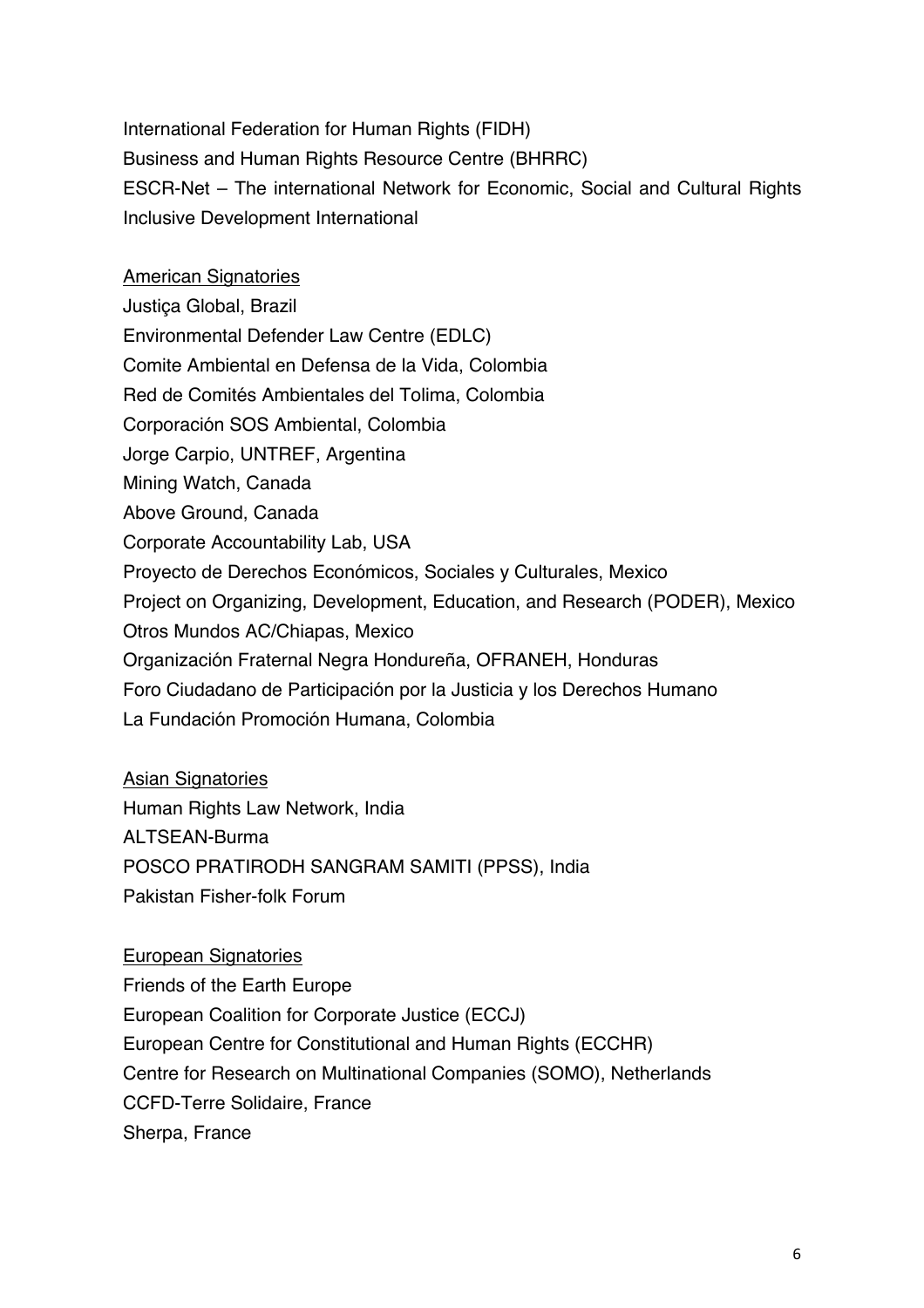International Federation for Human Rights (FIDH)
Business and Human Rights Resource Centre (BHRRC)
ESCR-Net – The international Network for Economic, Social and Cultural Rights
Inclusive Development International

<u>American Signatories</u>

Justiça Global, Brazil
Environmental Defender Law Centre (EDLC)
Comite Ambiental en Defensa de la Vida, Colombia
Red de Comités Ambientales del Tolima, Colombia
Corporación SOS Ambiental, Colombia
Jorge Carpio, UNTREF, Argentina
Mining Watch, Canada
Above Ground, Canada
Corporate Accountability Lab, USA
Proyecto de Derechos Económicos, Sociales y Culturales, Mexico
Project on Organizing, Development, Education, and Research (PODER), Mexico
Otros Mundos AC/Chiapas, Mexico
Organización Fraternal Negra Hondureña, OFRANEH, Honduras
Foro Ciudadano de Participación por la Justicia y los Derechos Humano
La Fundación Promoción Humana, Colombia

<u>Asian Signatories</u>

Human Rights Law Network, India
ALTSEAN-Burma
POSCO PRATIRODH SANGRAM SAMITI (PPSS), India
Pakistan Fisher-folk Forum

<u>European Signatories</u>

Friends of the Earth Europe
European Coalition for Corporate Justice (ECCJ)
European Centre for Constitutional and Human Rights (ECCHR)
Centre for Research on Multinational Companies (SOMO), Netherlands
CCFD-Terre Solidaire, France
Sherpa, France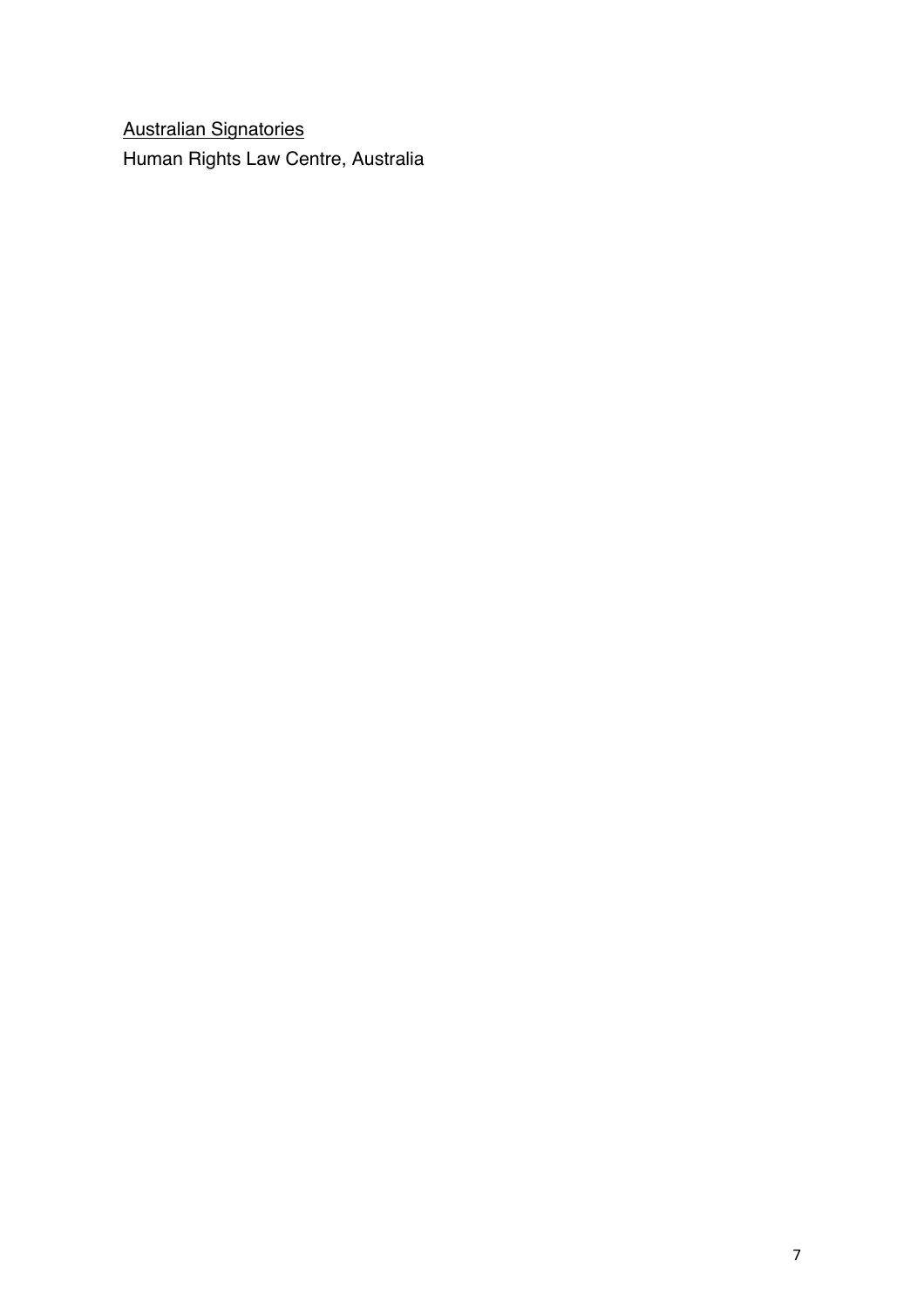<u>Australian Signatories</u>

Human Rights Law Centre, Australia